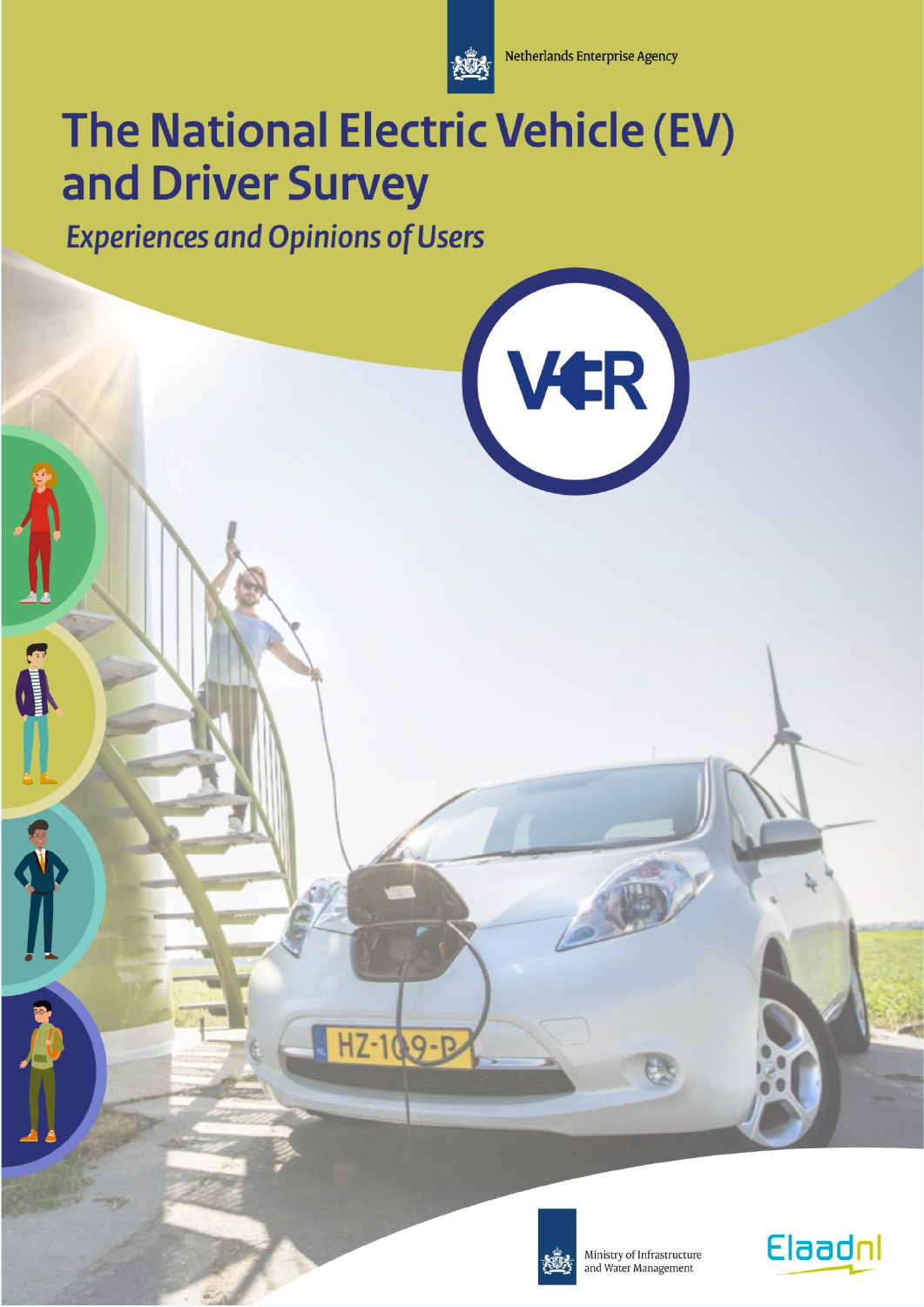Netherlands Enterprise Agency

# The National Electric Vehicle (EV) and Driver Survey

## *Experiences and Opinions of Users*

Ministry of Infrastructure and Water Management

ElaadNL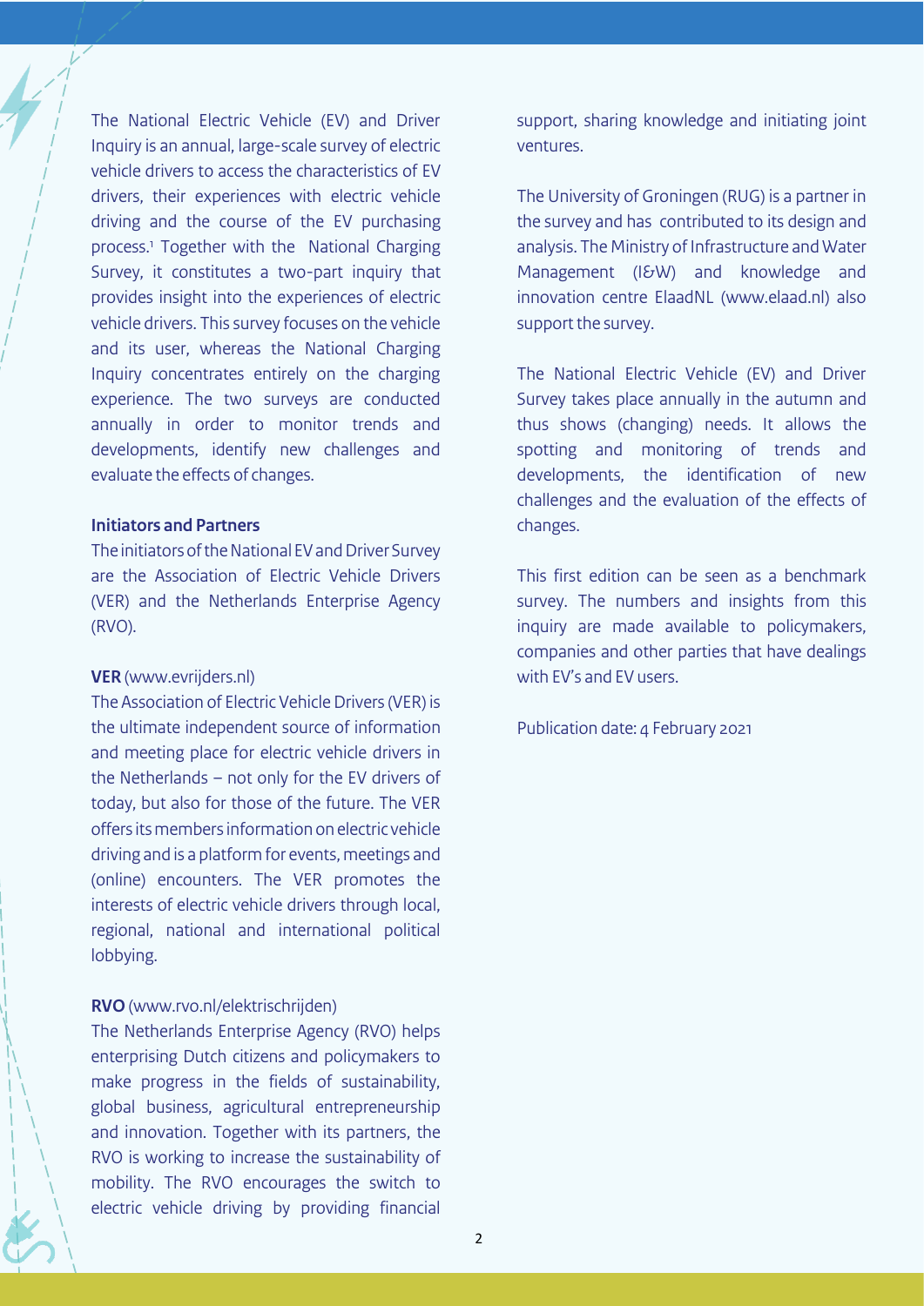The National Electric Vehicle (EV) and Driver Inquiry is an annual, large-scale survey of electric vehicle drivers to access the characteristics of EV drivers, their experiences with electric vehicle driving and the course of the EV purchasing process.[1] Together with the National Charging Survey, it constitutes a two-part inquiry that provides insight into the experiences of electric vehicle drivers. This survey focuses on the vehicle and its user, whereas the National Charging Inquiry concentrates entirely on the charging experience. The two surveys are conducted annually in order to monitor trends and developments, identify new challenges and evaluate the effects of changes.

**Initiators and Partners**

The initiators of the National EV and Driver Survey are the Association of Electric Vehicle Drivers (VER) and the Netherlands Enterprise Agency (RVO).

**VER** (www.evrijders.nl)

The Association of Electric Vehicle Drivers (VER) is the ultimate independent source of information and meeting place for electric vehicle drivers in the Netherlands – not only for the EV drivers of today, but also for those of the future. The VER offers its members information on electric vehicle driving and is a platform for events, meetings and (online) encounters. The VER promotes the interests of electric vehicle drivers through local, regional, national and international political lobbying.

**RVO** (www.rvo.nl/elektrischrijden)

The Netherlands Enterprise Agency (RVO) helps enterprising Dutch citizens and policymakers to make progress in the fields of sustainability, global business, agricultural entrepreneurship and innovation. Together with its partners, the RVO is working to increase the sustainability of mobility. The RVO encourages the switch to electric vehicle driving by providing financial support, sharing knowledge and initiating joint ventures.

The University of Groningen (RUG) is a partner in the survey and has contributed to its design and analysis. The Ministry of Infrastructure and Water Management (I&W) and knowledge and innovation centre ElaadNL (www.elaad.nl) also support the survey.

The National Electric Vehicle (EV) and Driver Survey takes place annually in the autumn and thus shows (changing) needs. It allows the spotting and monitoring of trends and developments, the identification of new challenges and the evaluation of the effects of changes.

This first edition can be seen as a benchmark survey. The numbers and insights from this inquiry are made available to policymakers, companies and other parties that have dealings with EV's and EV users.

Publication date: 4 February 2021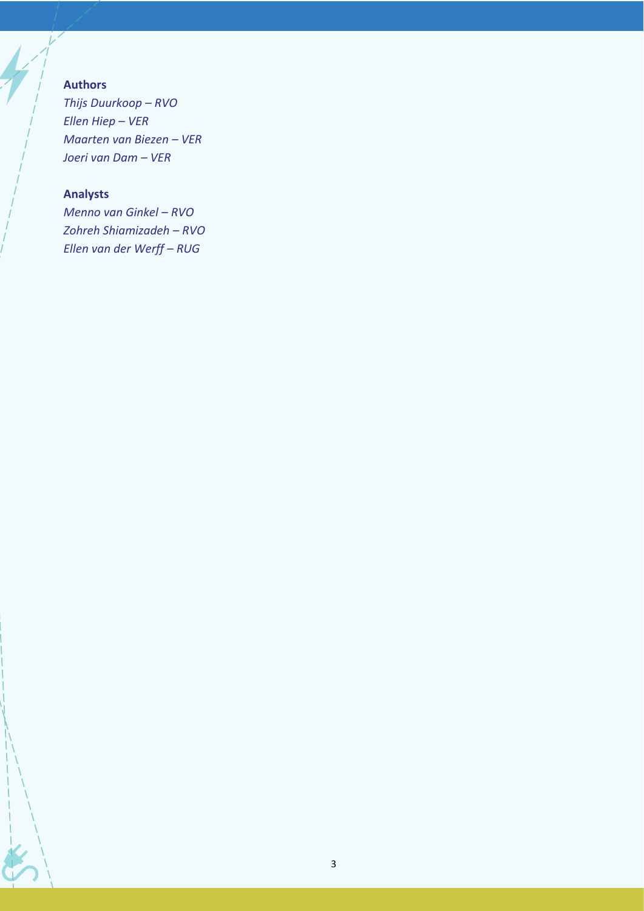**Authors**

*Thijs Duurkoop – RVO*
*Ellen Hiep – VER*
*Maarten van Biezen – VER*
*Joeri van Dam – VER*

**Analysts**

*Menno van Ginkel – RVO*
*Zohreh Shiamizadeh – RVO*
*Ellen van der Werff – RUG*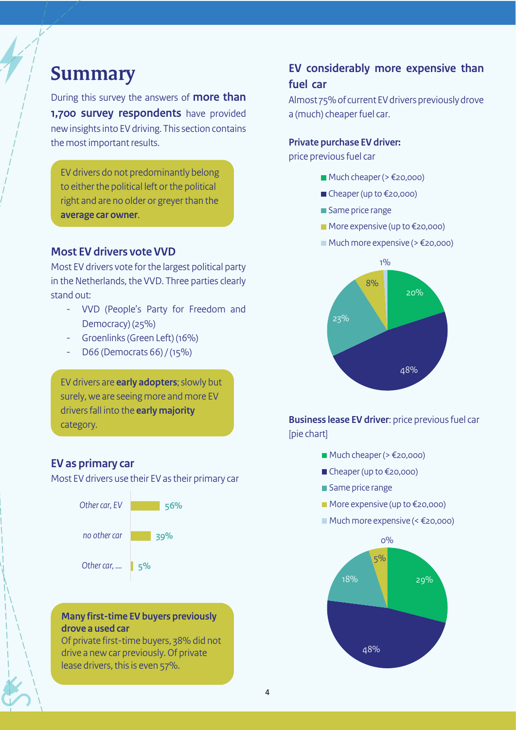# Summary

During this survey the answers of **more than 1,700 survey respondents** have provided new insights into EV driving. This section contains the most important results.

EV drivers do not predominantly belong to either the political left or the political right and are no older or greyer than the **average car owner**.

### Most EV drivers vote VVD

Most EV drivers vote for the largest political party in the Netherlands, the VVD. Three parties clearly stand out:

- VVD (People's Party for Freedom and Democracy) (25%)
- Groenlinks (Green Left) (16%)
- D66 (Democrats 66) / (15%)

EV drivers are **early adopters**; slowly but surely, we are seeing more and more EV drivers fall into the **early majority** category.

### EV as primary car

Most EV drivers use their EV as their primary car

| | |
|---|---|
| *Other car, EV* | 56% |
| *no other car* | 39% |
| *Other car, ....* | 5% |

**Many first-time EV buyers previously drove a used car**
Of private first-time buyers, 38% did not drive a new car previously. Of private lease drivers, this is even 57%.

### EV considerably more expensive than fuel car

Almost 75% of current EV drivers previously drove a (much) cheaper fuel car.

**Private purchase EV driver:**
price previous fuel car

| Price previous fuel car | % |
|---|---|
| Much cheaper (> €20,000) | 20% |
| Cheaper (up to €20,000) | 48% |
| Same price range | 23% |
| More expensive (up to €20,000) | 8% |
| Much more expensive (> €20,000) | 1% |

**Business lease EV driver**: price previous fuel car [pie chart]

| Price previous fuel car | % |
|---|---|
| Much cheaper (> €20,000) | 29% |
| Cheaper (up to €20,000) | 48% |
| Same price range | 18% |
| More expensive (up to €20,000) | 5% |
| Much more expensive (< €20,000) | 0% |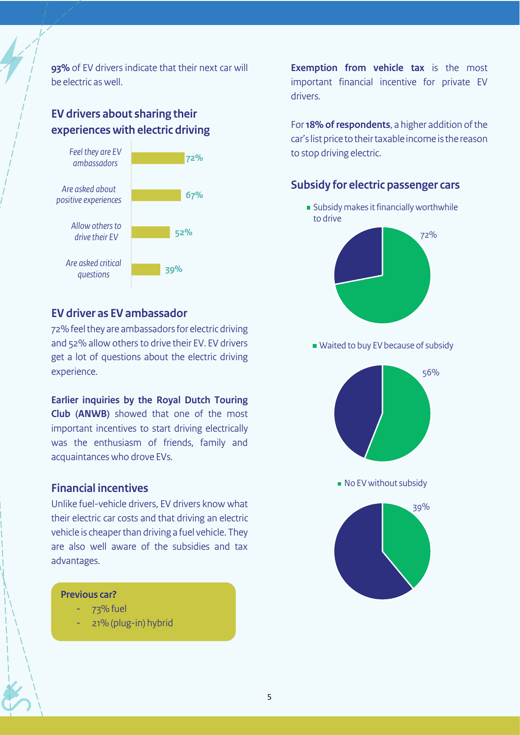**93%** of EV drivers indicate that their next car will be electric as well.

## EV drivers about sharing their experiences with electric driving

| | |
|---|---|
| *Feel they are EV ambassadors* | 72% |
| *Are asked about positive experiences* | 67% |
| *Allow others to drive their EV* | 52% |
| *Are asked critical questions* | 39% |

## EV driver as EV ambassador

72% feel they are ambassadors for electric driving and 52% allow others to drive their EV. EV drivers get a lot of questions about the electric driving experience.

**Earlier inquiries by the Royal Dutch Touring Club (ANWB)** showed that one of the most important incentives to start driving electrically was the enthusiasm of friends, family and acquaintances who drove EVs.

## Financial incentives

Unlike fuel-vehicle drivers, EV drivers know what their electric car costs and that driving an electric vehicle is cheaper than driving a fuel vehicle. They are also well aware of the subsidies and tax advantages.

**Previous car?**

- 73% fuel
- 21% (plug-in) hybrid

**Exemption from vehicle tax** is the most important financial incentive for private EV drivers.

For **18% of respondents**, a higher addition of the car's list price to their taxable income is the reason to stop driving electric.

## Subsidy for electric passenger cars

- Subsidy makes it financially worthwhile to drive: 72%
- Waited to buy EV because of subsidy: 56%
- No EV without subsidy: 39%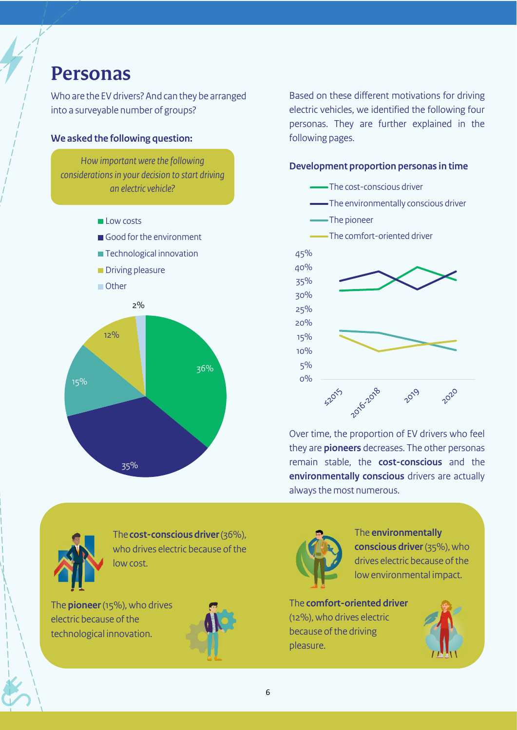# Personas

Who are the EV drivers? And can they be arranged into a surveyable number of groups?

### We asked the following question:

*How important were the following considerations in your decision to start driving an electric vehicle?*

- Low costs
- Good for the environment
- Technological innovation
- Driving pleasure
- Other

| Consideration | Share |
|---|---|
| Low costs | 36% |
| Good for the environment | 35% |
| Technological innovation | 15% |
| Driving pleasure | 12% |
| Other | 2% |

Based on these different motivations for driving electric vehicles, we identified the following four personas. They are further explained in the following pages.

### Development proportion personas in time

- The cost-conscious driver
- The environmentally conscious driver
- The pioneer
- The comfort-oriented driver

Over time, the proportion of EV drivers who feel they are **pioneers** decreases. The other personas remain stable, the **cost-conscious** and the **environmentally conscious** drivers are actually always the most numerous.

The **cost-conscious driver** (36%), who drives electric because of the low cost.

The **environmentally conscious driver** (35%), who drives electric because of the low environmental impact.

The **pioneer** (15%), who drives electric because of the technological innovation.

The **comfort-oriented driver** (12%), who drives electric because of the driving pleasure.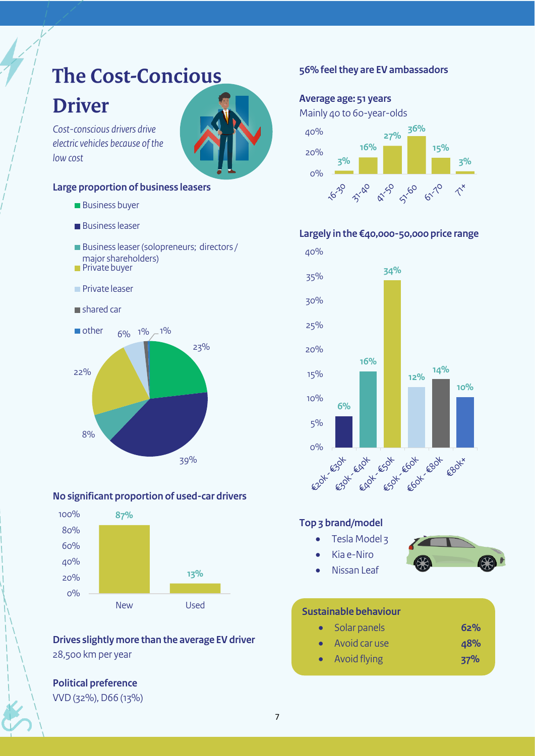# The Cost-Concious Driver

*Cost-conscious drivers drive electric vehicles because of the low cost*

### Large proportion of business leasers

| Category | Share |
|---|---|
| Business buyer | 23% |
| Business leaser | 39% |
| Business leaser (solopreneurs; directors / major shareholders) | 8% |
| Private buyer | 22% |
| Private leaser | 6% |
| shared car | 1% |
| other | 1% |

### No significant proportion of used-car drivers

| | Share |
|---|---|
| New | 87% |
| Used | 13% |

### Drives slightly more than the average EV driver

28,500 km per year

### Political preference

VVD (32%), D66 (13%)

### 56% feel they are EV ambassadors

### Average age: 51 years

Mainly 40 to 60-year-olds

| Age | Share |
|---|---|
| 16-30 | 3% |
| 31-40 | 16% |
| 41-50 | 27% |
| 51-60 | 36% |
| 61-70 | 15% |
| 71+ | 3% |

### Largely in the €40,000-50,000 price range

| Price range | Share |
|---|---|
| €20k - €30k | 6% |
| €30k - €40k | 16% |
| €40k - €50k | 34% |
| €50k - €60k | 12% |
| €60k - €80k | 14% |
| €80k+ | 10% |

### Top 3 brand/model

- Tesla Model 3
- Kia e-Niro
- Nissan Leaf

### Sustainable behaviour

| | |
|---|---|
| Solar panels | 62% |
| Avoid car use | 48% |
| Avoid flying | 37% |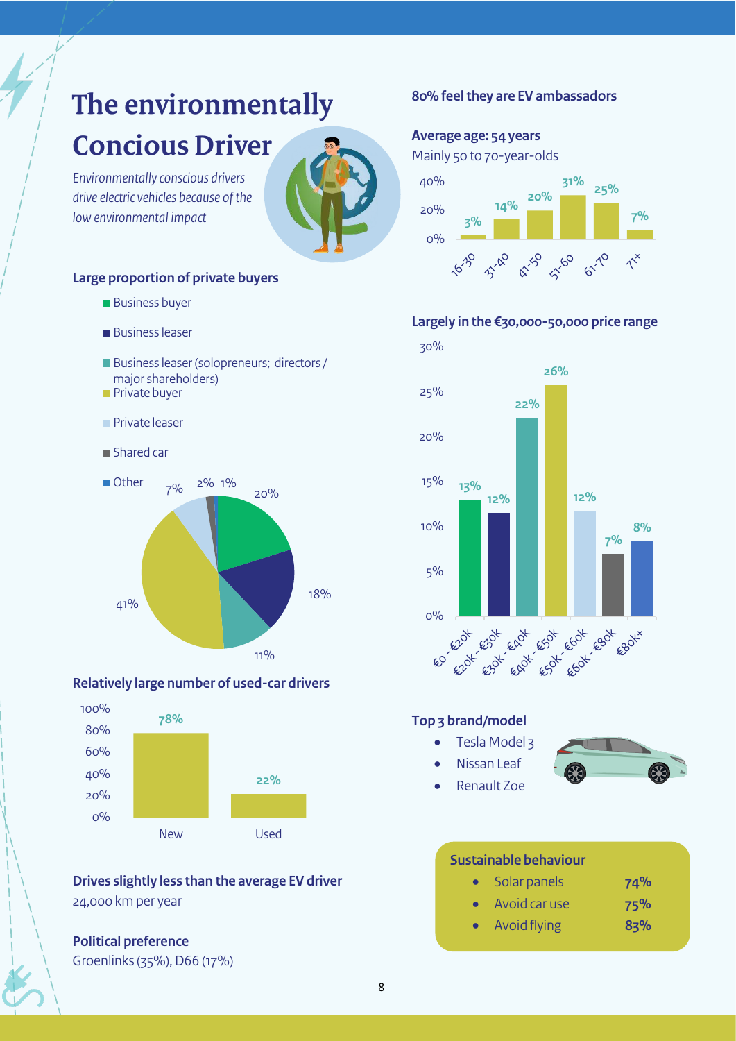# The environmentally Concious Driver

*Environmentally conscious drivers drive electric vehicles because of the low environmental impact*

### Large proportion of private buyers

| Category | Share |
|---|---|
| Business buyer | 20% |
| Business leaser | 18% |
| Business leaser (solopreneurs; directors / major shareholders) | 11% |
| Private buyer | 41% |
| Private leaser | 7% |
| Shared car | 2% |
| Other | 1% |

### Relatively large number of used-car drivers

| | Share |
|---|---|
| New | 78% |
| Used | 22% |

### Drives slightly less than the average EV driver

24,000 km per year

### Political preference

Groenlinks (35%), D66 (17%)

### 80% feel they are EV ambassadors

### Average age: 54 years

Mainly 50 to 70-year-olds

| Age | Share |
|---|---|
| 16-30 | 3% |
| 31-40 | 14% |
| 41-50 | 20% |
| 51-60 | 31% |
| 61-70 | 25% |
| 71+ | 7% |

### Largely in the €30,000-50,000 price range

| Price range | Share |
|---|---|
| €0 - €20k | 13% |
| €20k - €30k | 12% |
| €30k - €40k | 22% |
| €40k - €50k | 26% |
| €50k - €60k | 12% |
| €60k - €80k | 7% |
| €80k+ | 8% |

### Top 3 brand/model

- Tesla Model 3
- Nissan Leaf
- Renault Zoe

### Sustainable behaviour

| | |
|---|---|
| Solar panels | 74% |
| Avoid car use | 75% |
| Avoid flying | 83% |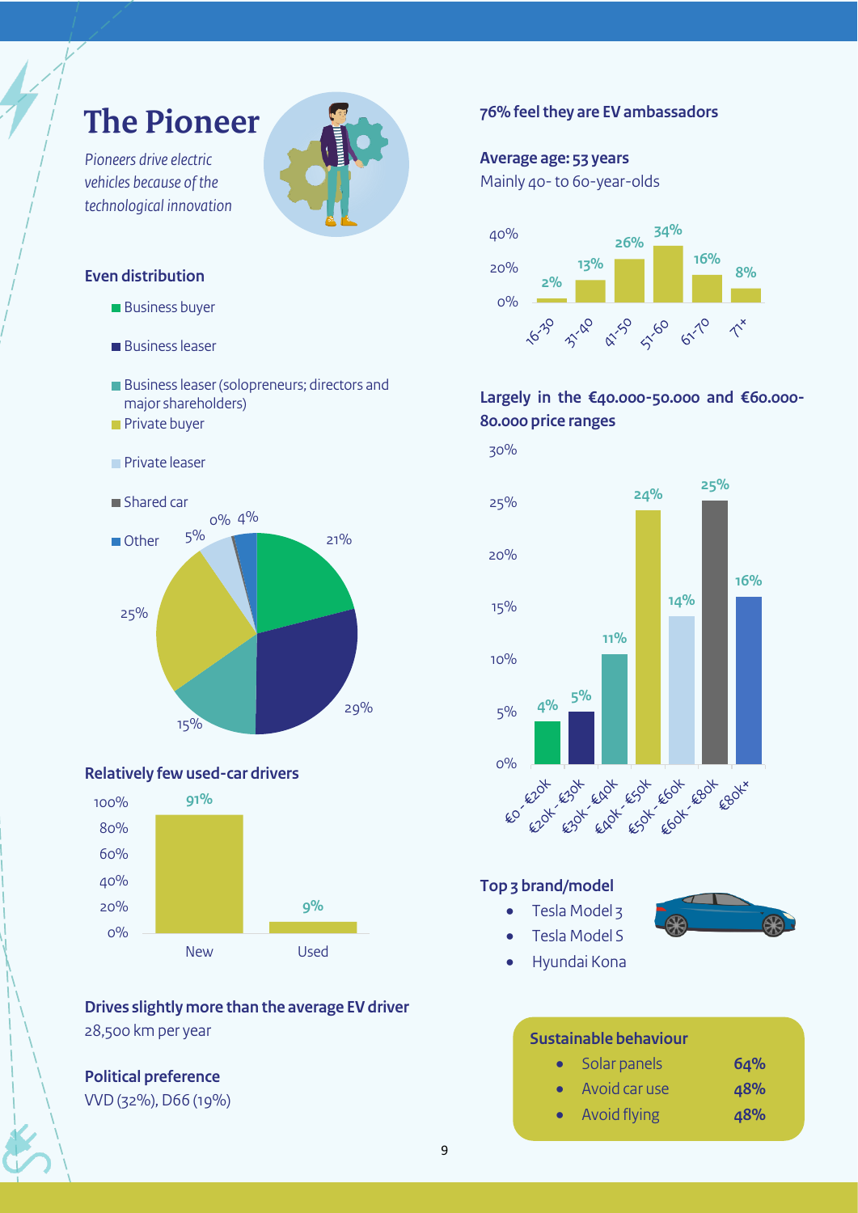# The Pioneer

*Pioneers drive electric vehicles because of the technological innovation*

## Even distribution

| Category | Share |
| --- | --- |
| Business buyer | 21% |
| Business leaser | 29% |
| Business leaser (solopreneurs; directors and major shareholders) | 15% |
| Private buyer | 25% |
| Private leaser | 5% |
| Shared car | 0% |
| Other | 4% |

## Relatively few used-car drivers

| | Share |
| --- | --- |
| New | 91% |
| Used | 9% |

**Drives slightly more than the average EV driver**
28,500 km per year

**Political preference**
VVD (32%), D66 (19%)

**76% feel they are EV ambassadors**

**Average age: 53 years**
Mainly 40- to 60-year-olds

| Age | Share |
| --- | --- |
| 16-30 | 2% |
| 31-40 | 13% |
| 41-50 | 26% |
| 51-60 | 34% |
| 61-70 | 16% |
| 71+ | 8% |

**Largely in the €40.000-50.000 and €60.000-80.000 price ranges**

| Price range | Share |
| --- | --- |
| €0 - €20k | 4% |
| €20k - €30k | 5% |
| €30k - €40k | 11% |
| €40k - €50k | 24% |
| €50k - €60k | 14% |
| €60k - €80k | 25% |
| €80k+ | 16% |

**Top 3 brand/model**

- Tesla Model 3
- Tesla Model S
- Hyundai Kona

**Sustainable behaviour**

- Solar panels **64%**
- Avoid car use **48%**
- Avoid flying **48%**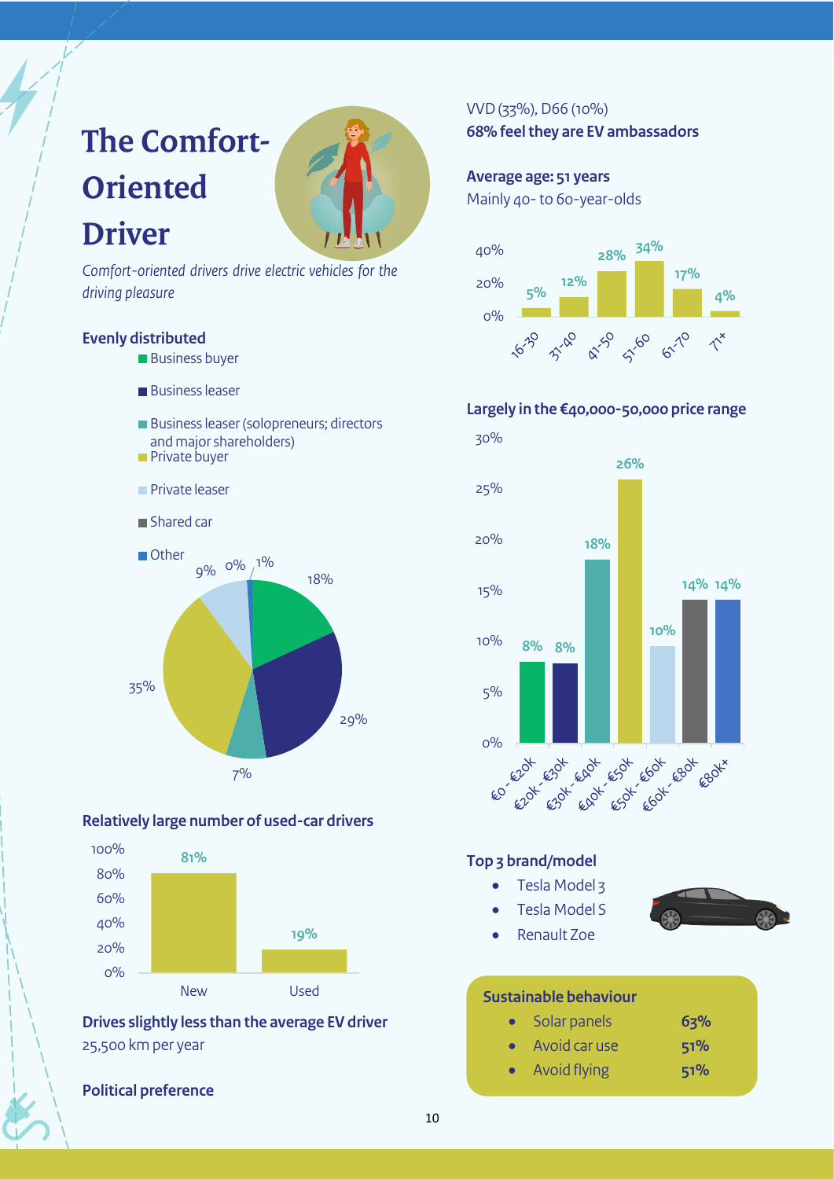# The Comfort-Oriented Driver

*Comfort-oriented drivers drive electric vehicles for the driving pleasure*

### Evenly distributed

- Business buyer
- Business leaser
- Business leaser (solopreneurs; directors and major shareholders)
- Private buyer
- Private leaser
- Shared car
- Other

9% 0% 1% 18% 29% 7% 35%

### Relatively large number of used-car drivers

100% 80% 60% 40% 20% 0%

81% 19%

New Used

### Drives slightly less than the average EV driver

25,500 km per year

### Political preference

VVD (33%), D66 (10%)

**68% feel they are EV ambassadors**

### Average age: 51 years

Mainly 40- to 60-year-olds

40% 20% 0%

5% 12% 28% 34% 17% 4%

16-30 31-40 41-50 51-60 61-70 71+

### Largely in the €40,000-50,000 price range

30% 25% 20% 15% 10% 5% 0%

8% 8% 18% 26% 10% 14% 14%

€0 - €20k €20k - €30k €30k - €40k €40k - €50k €50k - €60k €60k - €80k €80k+

### Top 3 brand/model

- Tesla Model 3
- Tesla Model S
- Renault Zoe

### Sustainable behaviour

- Solar panels 63%
- Avoid car use 51%
- Avoid flying 51%